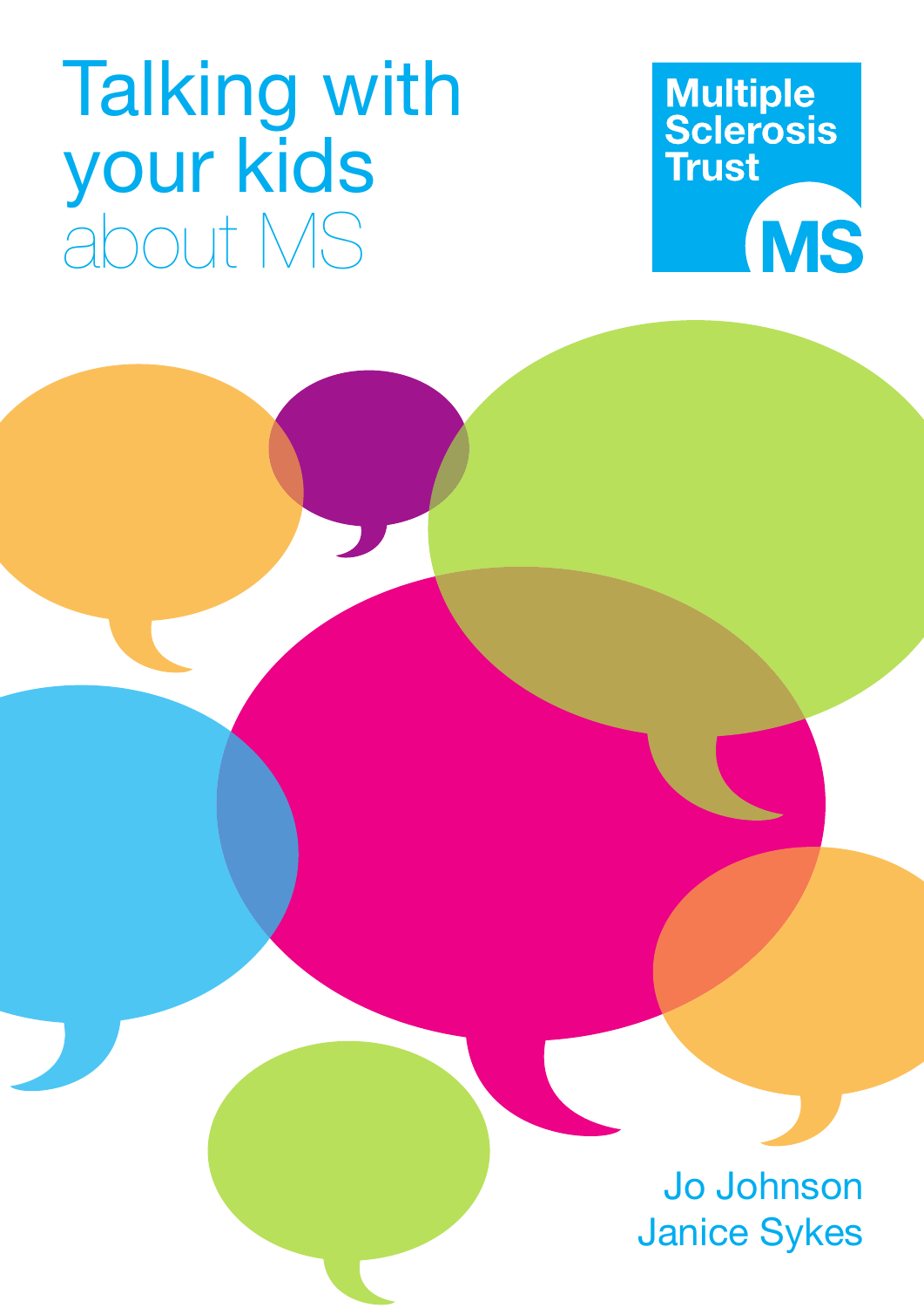# Talking with your kids about MS

Multiple Sclerosis Trust

MS

Jo Johnson
Janice Sykes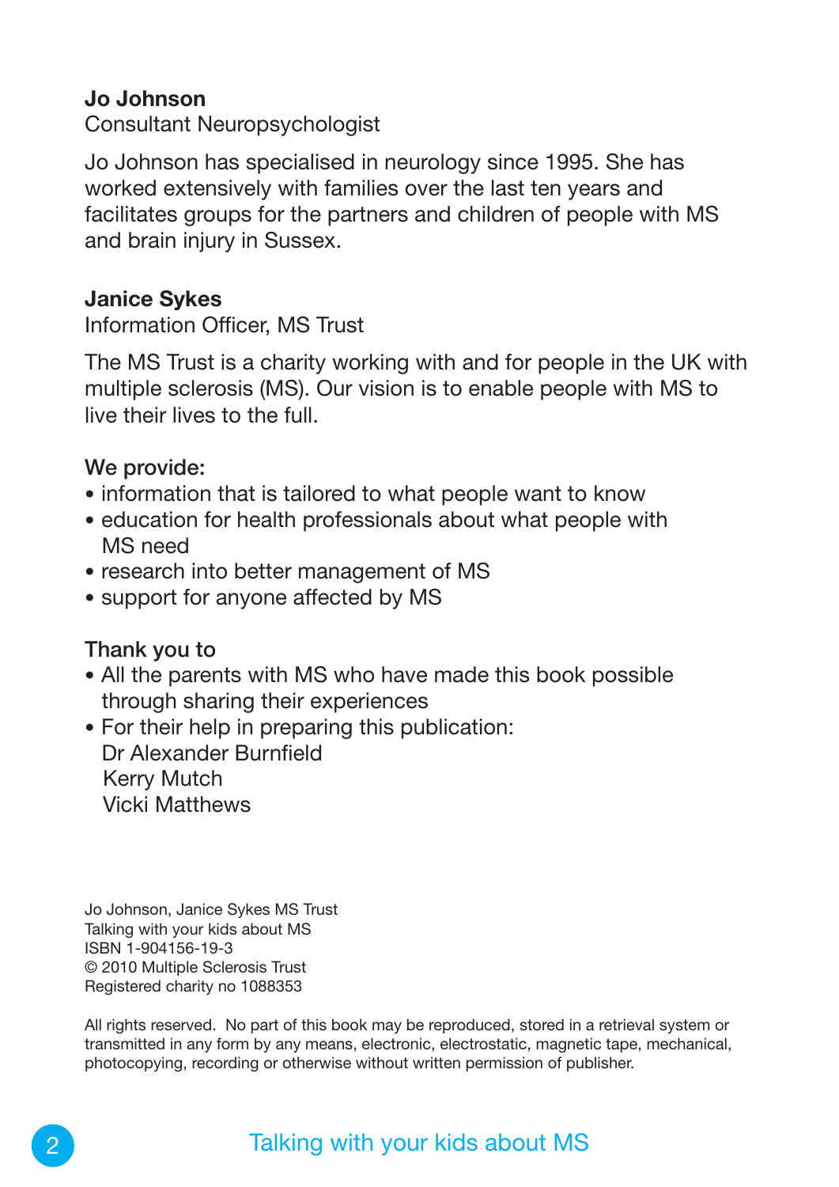**Jo Johnson**
Consultant Neuropsychologist

Jo Johnson has specialised in neurology since 1995. She has worked extensively with families over the last ten years and facilitates groups for the partners and children of people with MS and brain injury in Sussex.

**Janice Sykes**
Information Officer, MS Trust

The MS Trust is a charity working with and for people in the UK with multiple sclerosis (MS). Our vision is to enable people with MS to live their lives to the full.

We provide:

- information that is tailored to what people want to know
- education for health professionals about what people with MS need
- research into better management of MS
- support for anyone affected by MS

Thank you to

- All the parents with MS who have made this book possible through sharing their experiences
- For their help in preparing this publication:
  Dr Alexander Burnfield
  Kerry Mutch
  Vicki Matthews

Jo Johnson, Janice Sykes MS Trust
Talking with your kids about MS
ISBN 1-904156-19-3
© 2010 Multiple Sclerosis Trust
Registered charity no 1088353

All rights reserved. No part of this book may be reproduced, stored in a retrieval system or transmitted in any form by any means, electronic, electrostatic, magnetic tape, mechanical, photocopying, recording or otherwise without written permission of publisher.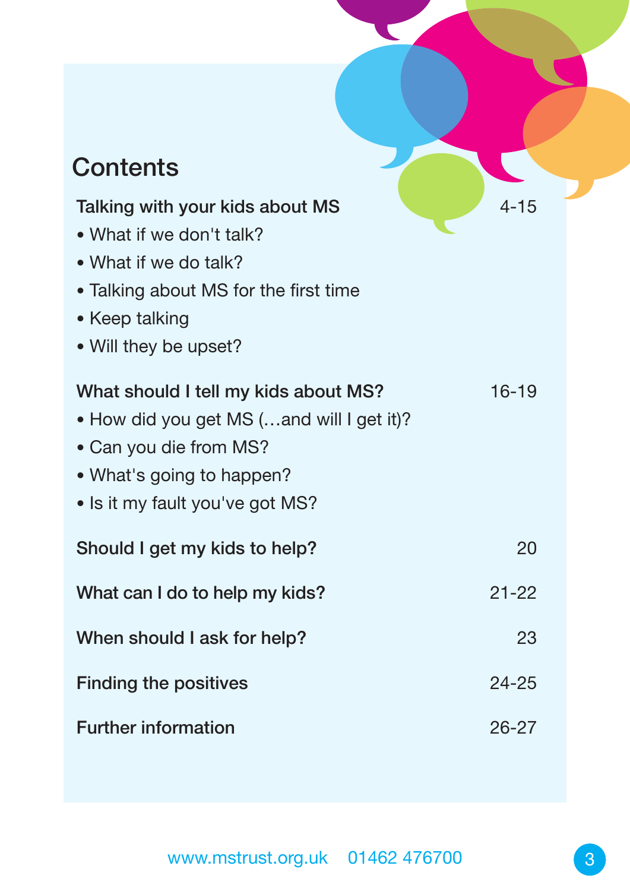## Contents

**Talking with your kids about MS** 4-15

- What if we don't talk?
- What if we do talk?
- Talking about MS for the first time
- Keep talking
- Will they be upset?

**What should I tell my kids about MS?** 16-19

- How did you get MS (…and will I get it)?
- Can you die from MS?
- What's going to happen?
- Is it my fault you've got MS?

**Should I get my kids to help?** 20

**What can I do to help my kids?** 21-22

**When should I ask for help?** 23

**Finding the positives** 24-25

**Further information** 26-27

www.mstrust.org.uk 01462 476700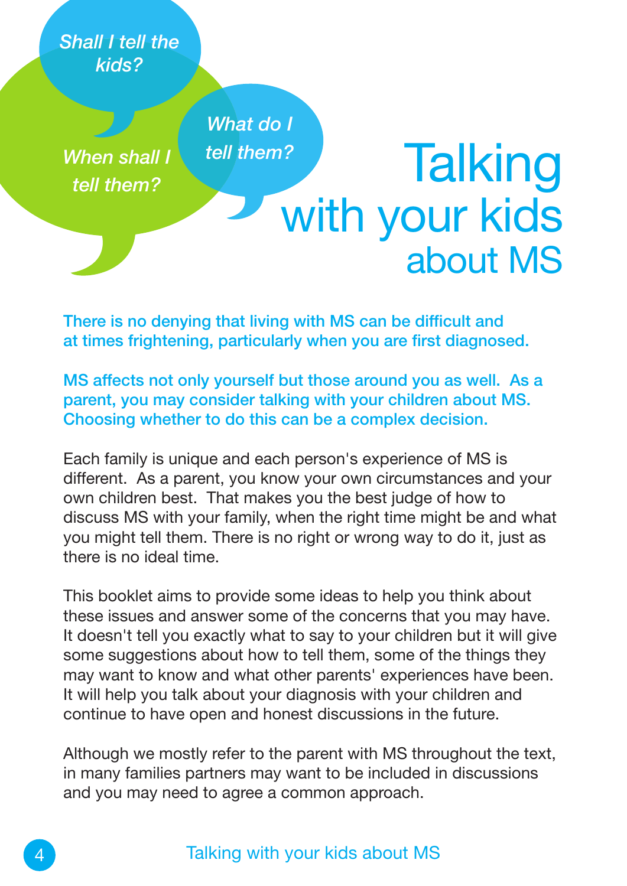*Shall I tell the kids?*

*When shall I tell them?*

*What do I tell them?*

# Talking with your kids about MS

**There is no denying that living with MS can be difficult and at times frightening, particularly when you are first diagnosed.**

**MS affects not only yourself but those around you as well. As a parent, you may consider talking with your children about MS. Choosing whether to do this can be a complex decision.**

Each family is unique and each person's experience of MS is different. As a parent, you know your own circumstances and your own children best. That makes you the best judge of how to discuss MS with your family, when the right time might be and what you might tell them. There is no right or wrong way to do it, just as there is no ideal time.

This booklet aims to provide some ideas to help you think about these issues and answer some of the concerns that you may have. It doesn't tell you exactly what to say to your children but it will give some suggestions about how to tell them, some of the things they may want to know and what other parents' experiences have been. It will help you talk about your diagnosis with your children and continue to have open and honest discussions in the future.

Although we mostly refer to the parent with MS throughout the text, in many families partners may want to be included in discussions and you may need to agree a common approach.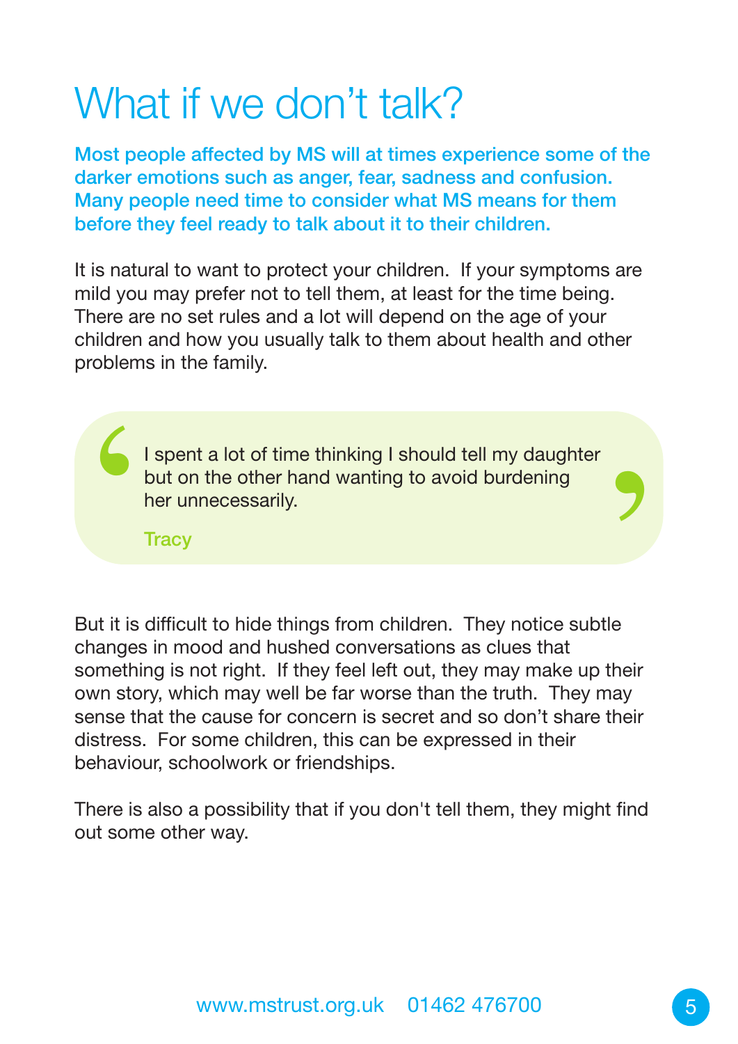# What if we don't talk?

**Most people affected by MS will at times experience some of the darker emotions such as anger, fear, sadness and confusion. Many people need time to consider what MS means for them before they feel ready to talk about it to their children.**

It is natural to want to protect your children. If your symptoms are mild you may prefer not to tell them, at least for the time being. There are no set rules and a lot will depend on the age of your children and how you usually talk to them about health and other problems in the family.

> I spent a lot of time thinking I should tell my daughter but on the other hand wanting to avoid burdening her unnecessarily.
>
> Tracy

But it is difficult to hide things from children. They notice subtle changes in mood and hushed conversations as clues that something is not right. If they feel left out, they may make up their own story, which may well be far worse than the truth. They may sense that the cause for concern is secret and so don't share their distress. For some children, this can be expressed in their behaviour, schoolwork or friendships.

There is also a possibility that if you don't tell them, they might find out some other way.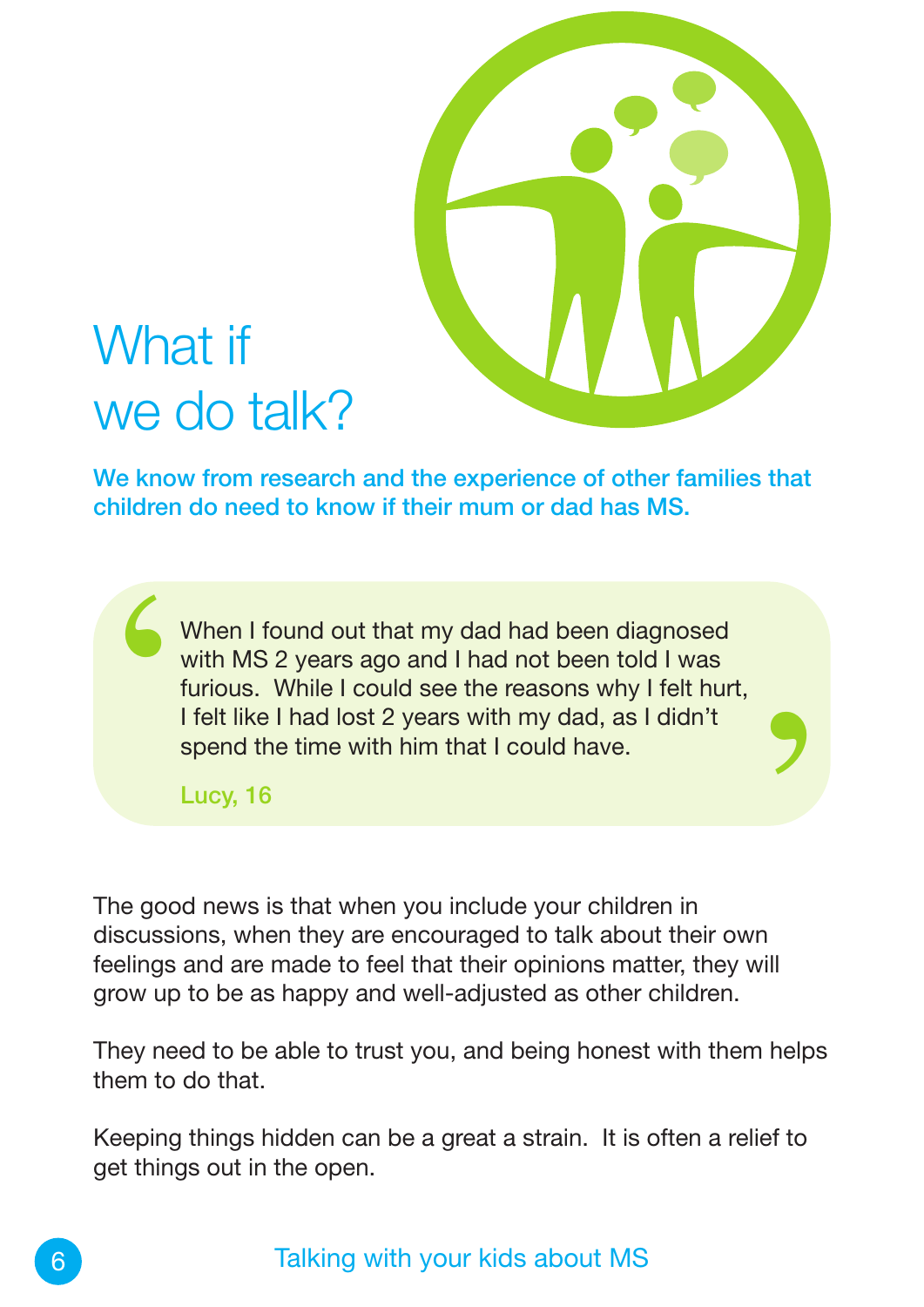# What if we do talk?

**We know from research and the experience of other families that children do need to know if their mum or dad has MS.**

> When I found out that my dad had been diagnosed with MS 2 years ago and I had not been told I was furious. While I could see the reasons why I felt hurt, I felt like I had lost 2 years with my dad, as I didn't spend the time with him that I could have.
>
> **Lucy, 16**

The good news is that when you include your children in discussions, when they are encouraged to talk about their own feelings and are made to feel that their opinions matter, they will grow up to be as happy and well-adjusted as other children.

They need to be able to trust you, and being honest with them helps them to do that.

Keeping things hidden can be a great a strain. It is often a relief to get things out in the open.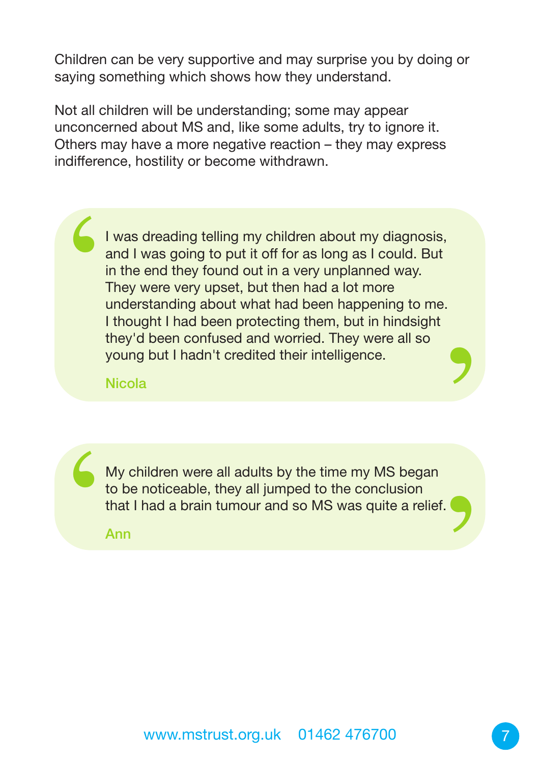Children can be very supportive and may surprise you by doing or saying something which shows how they understand.

Not all children will be understanding; some may appear unconcerned about MS and, like some adults, try to ignore it. Others may have a more negative reaction – they may express indifference, hostility or become withdrawn.

> I was dreading telling my children about my diagnosis, and I was going to put it off for as long as I could. But in the end they found out in a very unplanned way. They were very upset, but then had a lot more understanding about what had been happening to me. I thought I had been protecting them, but in hindsight they'd been confused and worried. They were all so young but I hadn't credited their intelligence.
>
> Nicola

> My children were all adults by the time my MS began to be noticeable, they all jumped to the conclusion that I had a brain tumour and so MS was quite a relief.
>
> Ann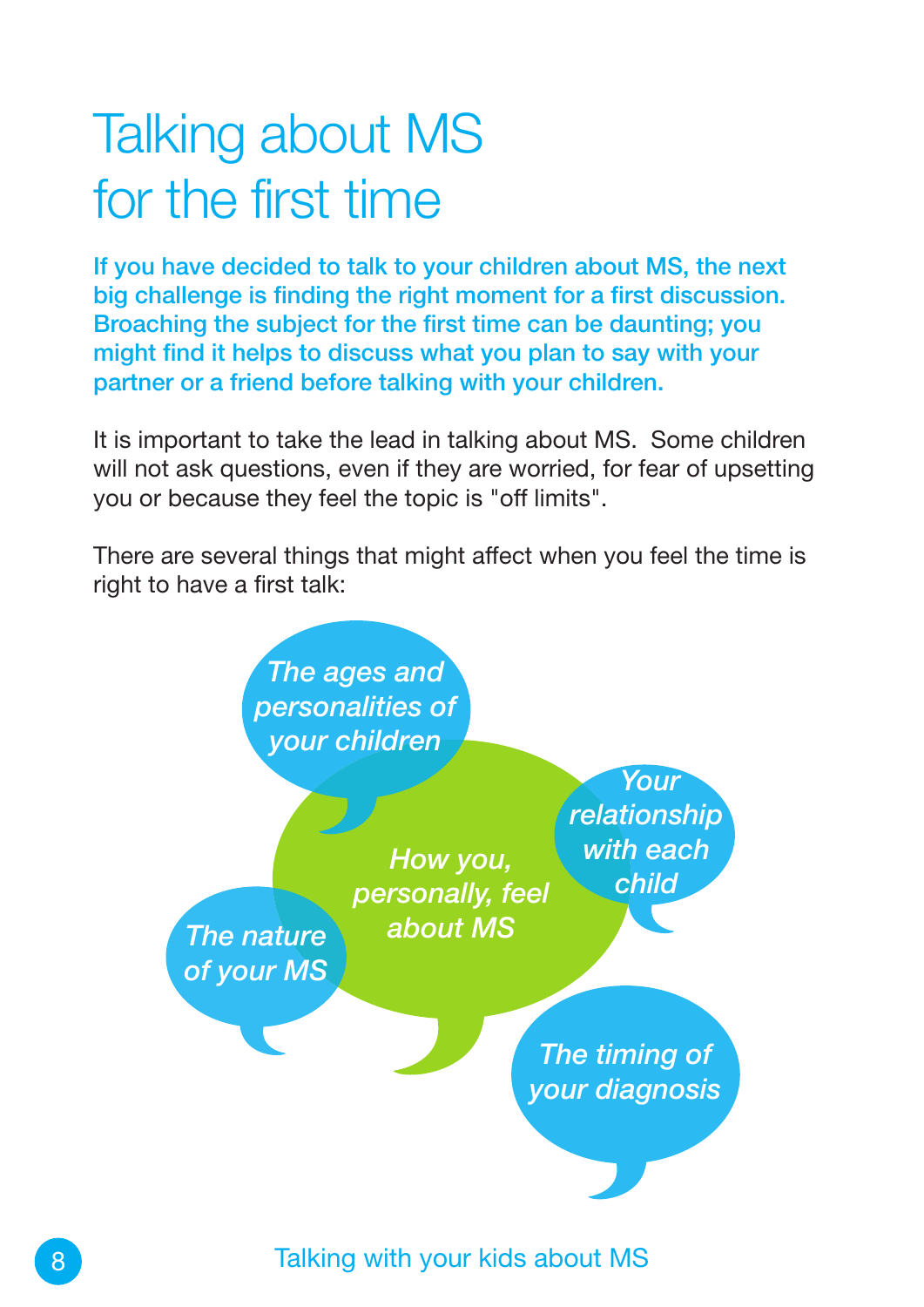# Talking about MS for the first time

**If you have decided to talk to your children about MS, the next big challenge is finding the right moment for a first discussion. Broaching the subject for the first time can be daunting; you might find it helps to discuss what you plan to say with your partner or a friend before talking with your children.**

It is important to take the lead in talking about MS. Some children will not ask questions, even if they are worried, for fear of upsetting you or because they feel the topic is "off limits".

There are several things that might affect when you feel the time is right to have a first talk:

- *How you, personally, feel about MS*
- *The ages and personalities of your children*
- *Your relationship with each child*
- *The nature of your MS*
- *The timing of your diagnosis*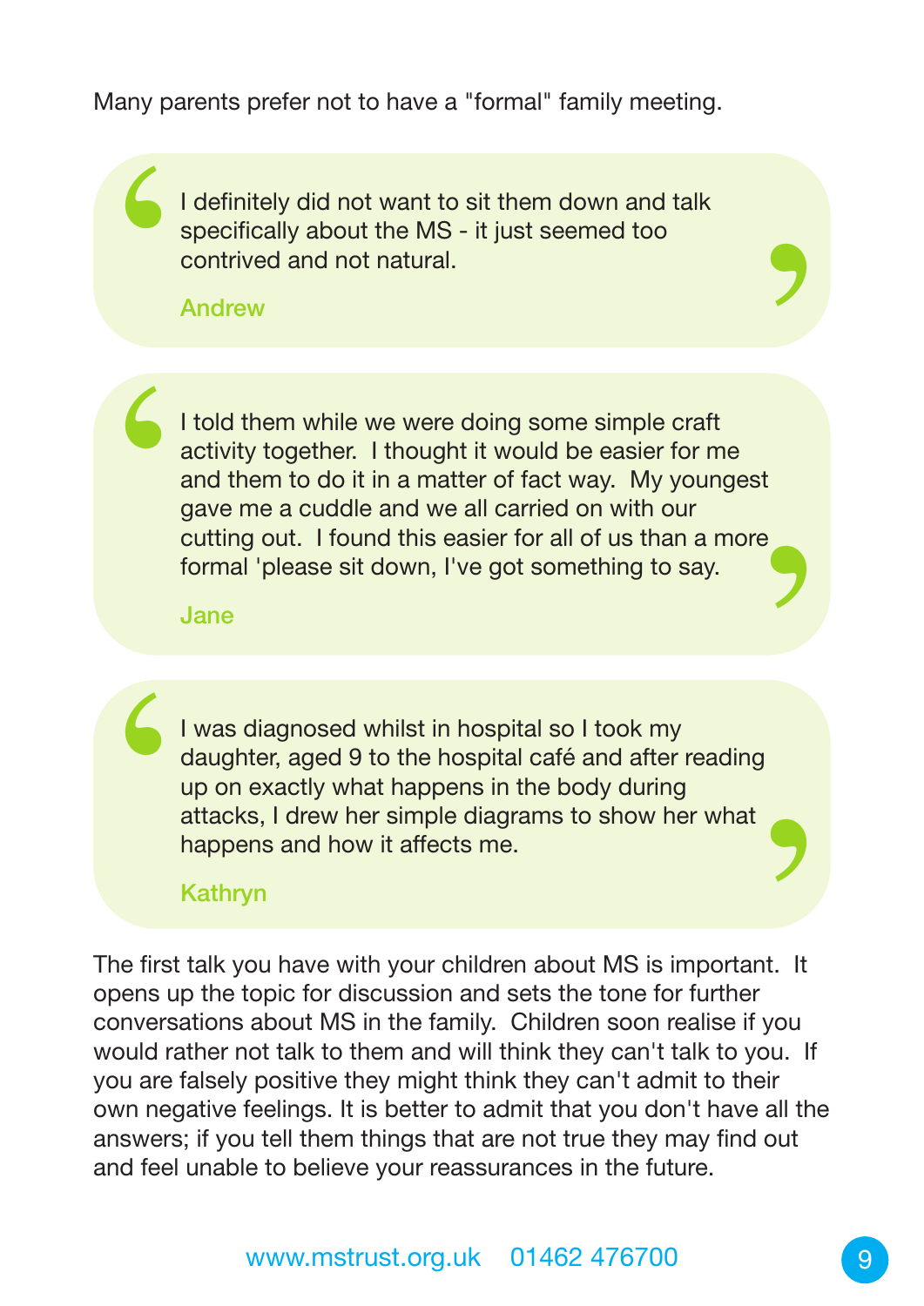Many parents prefer not to have a "formal" family meeting.

> I definitely did not want to sit them down and talk specifically about the MS - it just seemed too contrived and not natural.
>
> **Andrew**

> I told them while we were doing some simple craft activity together. I thought it would be easier for me and them to do it in a matter of fact way. My youngest gave me a cuddle and we all carried on with our cutting out. I found this easier for all of us than a more formal 'please sit down, I've got something to say.
>
> **Jane**

> I was diagnosed whilst in hospital so I took my daughter, aged 9 to the hospital café and after reading up on exactly what happens in the body during attacks, I drew her simple diagrams to show her what happens and how it affects me.
>
> **Kathryn**

The first talk you have with your children about MS is important. It opens up the topic for discussion and sets the tone for further conversations about MS in the family. Children soon realise if you would rather not talk to them and will think they can't talk to you. If you are falsely positive they might think they can't admit to their own negative feelings. It is better to admit that you don't have all the answers; if you tell them things that are not true they may find out and feel unable to believe your reassurances in the future.

www.mstrust.org.uk 01462 476700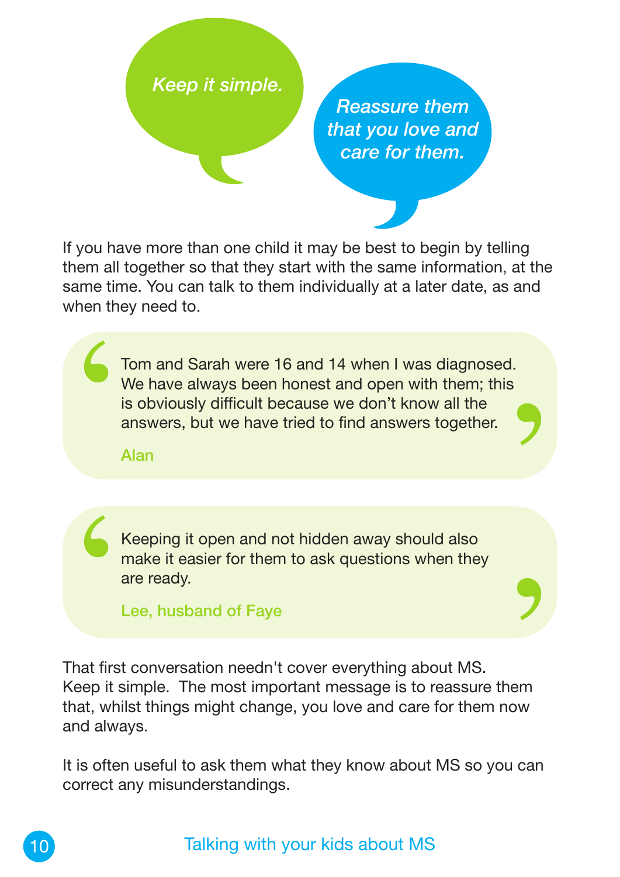*Keep it simple.*

*Reassure them that you love and care for them.*

If you have more than one child it may be best to begin by telling them all together so that they start with the same information, at the same time. You can talk to them individually at a later date, as and when they need to.

> Tom and Sarah were 16 and 14 when I was diagnosed. We have always been honest and open with them; this is obviously difficult because we don't know all the answers, but we have tried to find answers together.
>
> Alan

> Keeping it open and not hidden away should also make it easier for them to ask questions when they are ready.
>
> Lee, husband of Faye

That first conversation needn't cover everything about MS. Keep it simple. The most important message is to reassure them that, whilst things might change, you love and care for them now and always.

It is often useful to ask them what they know about MS so you can correct any misunderstandings.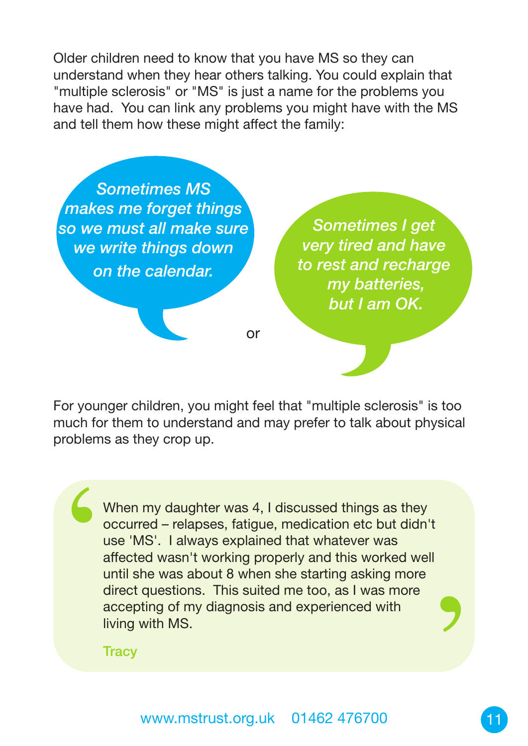Older children need to know that you have MS so they can understand when they hear others talking. You could explain that "multiple sclerosis" or "MS" is just a name for the problems you have had. You can link any problems you might have with the MS and tell them how these might affect the family:

> *Sometimes MS makes me forget things so we must all make sure we write things down on the calendar.*

or

> *Sometimes I get very tired and have to rest and recharge my batteries, but I am OK.*

For younger children, you might feel that "multiple sclerosis" is too much for them to understand and may prefer to talk about physical problems as they crop up.

> When my daughter was 4, I discussed things as they occurred – relapses, fatigue, medication etc but didn't use 'MS'. I always explained that whatever was affected wasn't working properly and this worked well until she was about 8 when she starting asking more direct questions. This suited me too, as I was more accepting of my diagnosis and experienced with living with MS.
>
> Tracy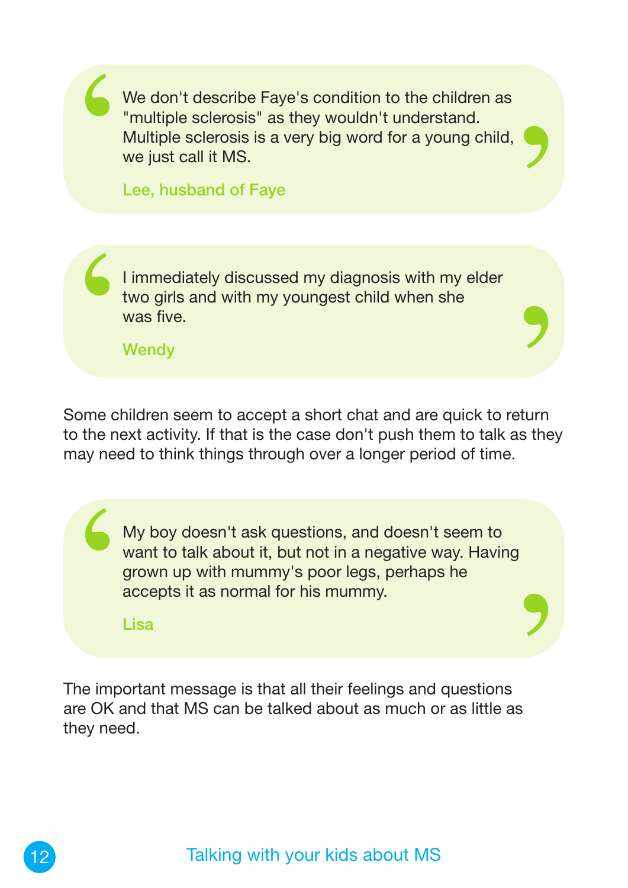> We don't describe Faye's condition to the children as "multiple sclerosis" as they wouldn't understand. Multiple sclerosis is a very big word for a young child, we just call it MS.
>
> Lee, husband of Faye

> I immediately discussed my diagnosis with my elder two girls and with my youngest child when she was five.
>
> Wendy

Some children seem to accept a short chat and are quick to return to the next activity. If that is the case don't push them to talk as they may need to think things through over a longer period of time.

> My boy doesn't ask questions, and doesn't seem to want to talk about it, but not in a negative way. Having grown up with mummy's poor legs, perhaps he accepts it as normal for his mummy.
>
> Lisa

The important message is that all their feelings and questions are OK and that MS can be talked about as much or as little as they need.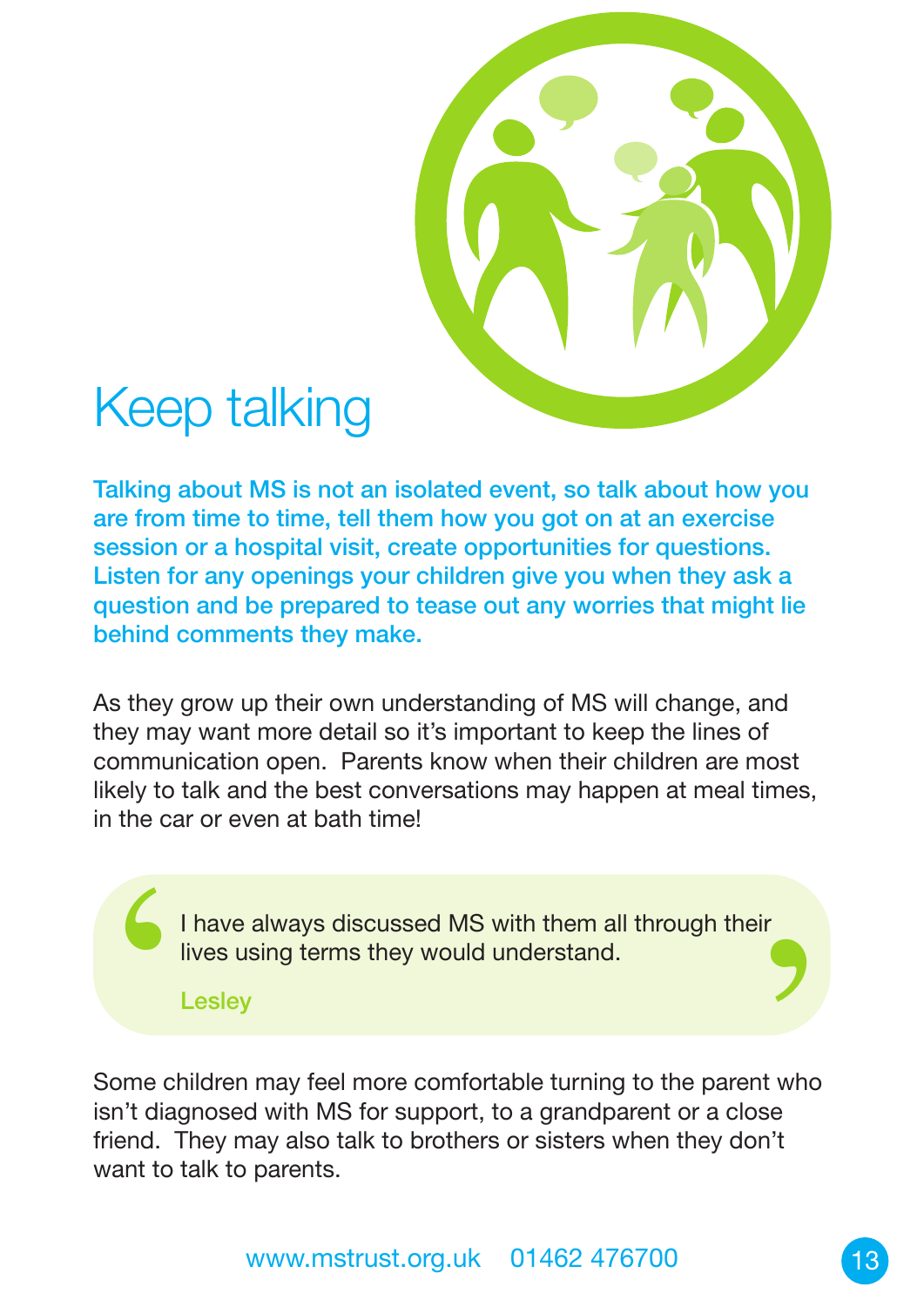# Keep talking

**Talking about MS is not an isolated event, so talk about how you are from time to time, tell them how you got on at an exercise session or a hospital visit, create opportunities for questions. Listen for any openings your children give you when they ask a question and be prepared to tease out any worries that might lie behind comments they make.**

As they grow up their own understanding of MS will change, and they may want more detail so it's important to keep the lines of communication open. Parents know when their children are most likely to talk and the best conversations may happen at meal times, in the car or even at bath time!

> I have always discussed MS with them all through their lives using terms they would understand.
>
> **Lesley**

Some children may feel more comfortable turning to the parent who isn't diagnosed with MS for support, to a grandparent or a close friend. They may also talk to brothers or sisters when they don't want to talk to parents.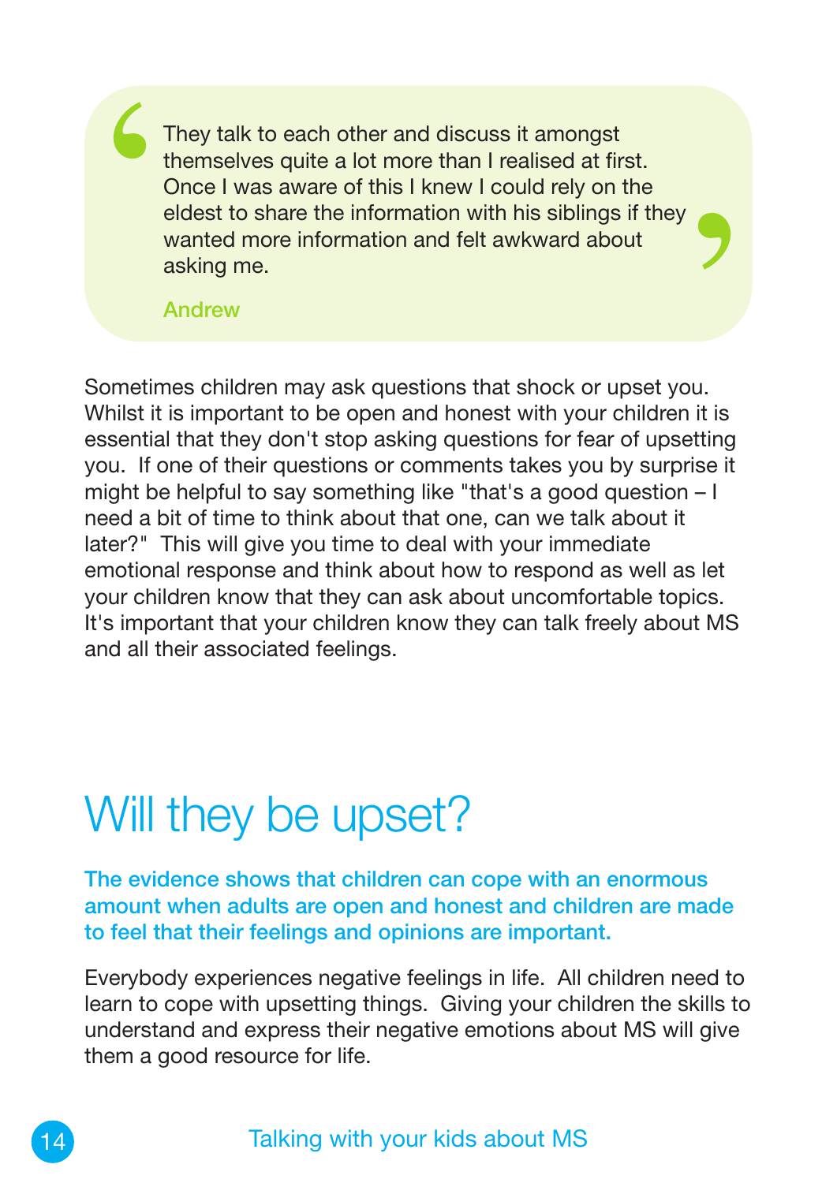> They talk to each other and discuss it amongst themselves quite a lot more than I realised at first. Once I was aware of this I knew I could rely on the eldest to share the information with his siblings if they wanted more information and felt awkward about asking me.
>
> Andrew

Sometimes children may ask questions that shock or upset you. Whilst it is important to be open and honest with your children it is essential that they don't stop asking questions for fear of upsetting you. If one of their questions or comments takes you by surprise it might be helpful to say something like "that's a good question – I need a bit of time to think about that one, can we talk about it later?" This will give you time to deal with your immediate emotional response and think about how to respond as well as let your children know that they can ask about uncomfortable topics. It's important that your children know they can talk freely about MS and all their associated feelings.

# Will they be upset?

**The evidence shows that children can cope with an enormous amount when adults are open and honest and children are made to feel that their feelings and opinions are important.**

Everybody experiences negative feelings in life. All children need to learn to cope with upsetting things. Giving your children the skills to understand and express their negative emotions about MS will give them a good resource for life.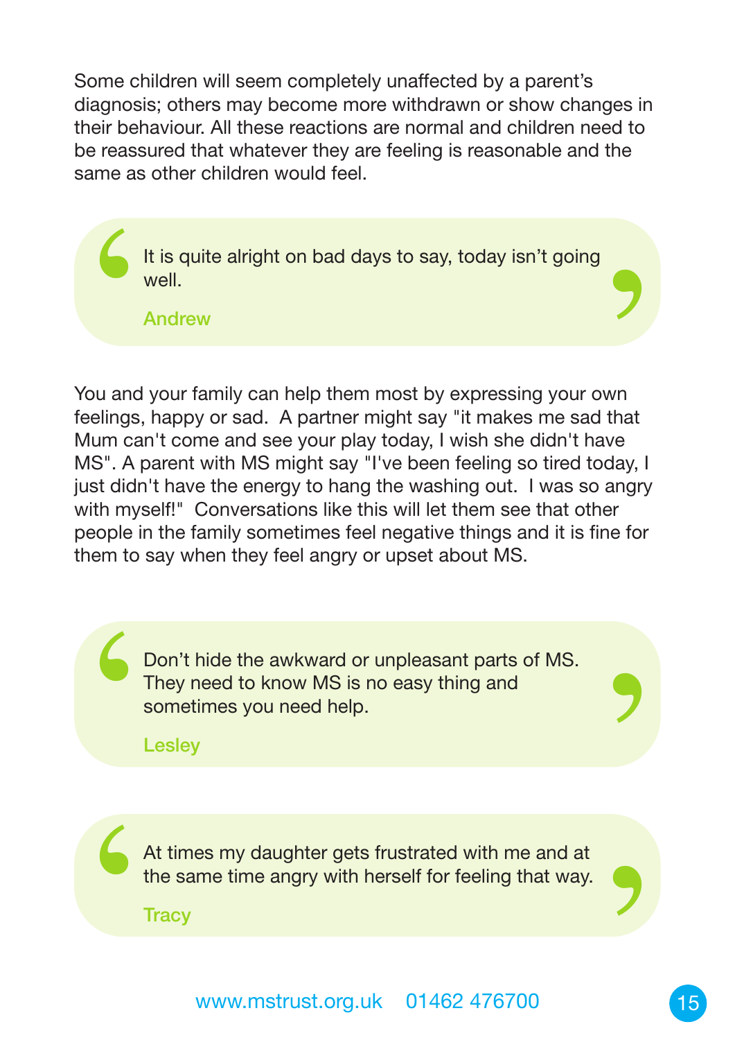Some children will seem completely unaffected by a parent's diagnosis; others may become more withdrawn or show changes in their behaviour. All these reactions are normal and children need to be reassured that whatever they are feeling is reasonable and the same as other children would feel.

> It is quite alright on bad days to say, today isn't going well.
>
> **Andrew**

You and your family can help them most by expressing your own feelings, happy or sad. A partner might say "it makes me sad that Mum can't come and see your play today, I wish she didn't have MS". A parent with MS might say "I've been feeling so tired today, I just didn't have the energy to hang the washing out. I was so angry with myself!" Conversations like this will let them see that other people in the family sometimes feel negative things and it is fine for them to say when they feel angry or upset about MS.

> Don't hide the awkward or unpleasant parts of MS. They need to know MS is no easy thing and sometimes you need help.
>
> **Lesley**

> At times my daughter gets frustrated with me and at the same time angry with herself for feeling that way.
>
> **Tracy**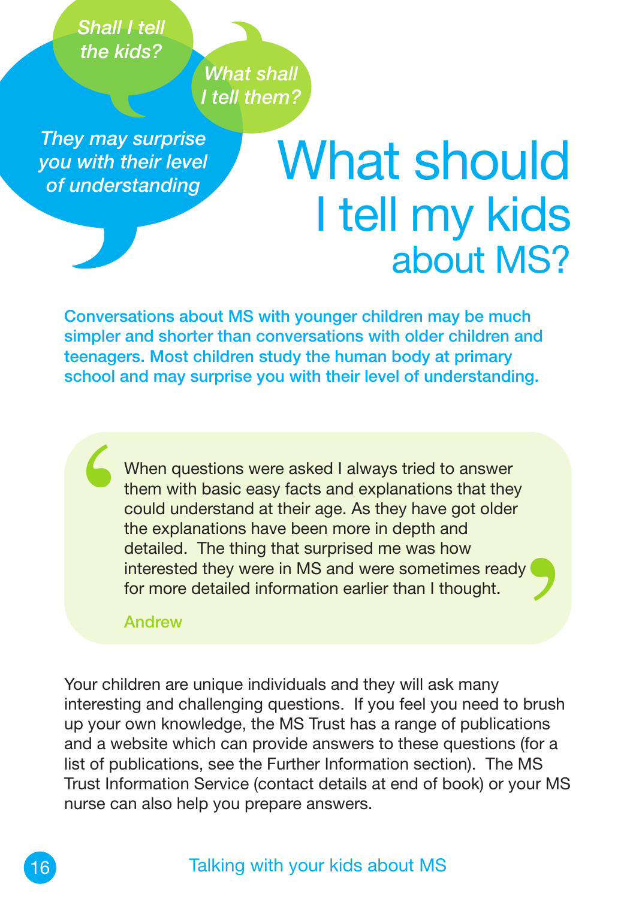*Shall I tell the kids?*

*What shall I tell them?*

*They may surprise you with their level of understanding*

# What should I tell my kids about MS?

**Conversations about MS with younger children may be much simpler and shorter than conversations with older children and teenagers. Most children study the human body at primary school and may surprise you with their level of understanding.**

> When questions were asked I always tried to answer them with basic easy facts and explanations that they could understand at their age. As they have got older the explanations have been more in depth and detailed. The thing that surprised me was how interested they were in MS and were sometimes ready for more detailed information earlier than I thought.
>
> Andrew

Your children are unique individuals and they will ask many interesting and challenging questions. If you feel you need to brush up your own knowledge, the MS Trust has a range of publications and a website which can provide answers to these questions (for a list of publications, see the Further Information section). The MS Trust Information Service (contact details at end of book) or your MS nurse can also help you prepare answers.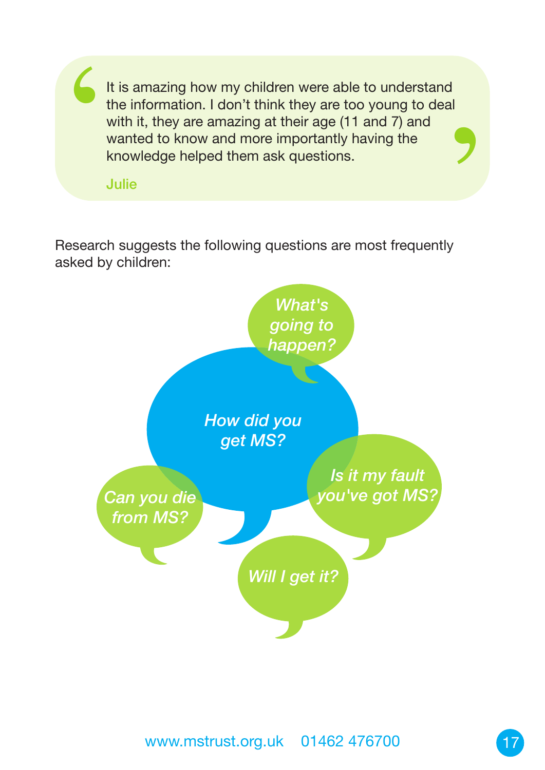> It is amazing how my children were able to understand the information. I don't think they are too young to deal with it, they are amazing at their age (11 and 7) and wanted to know and more importantly having the knowledge helped them ask questions.
>
> **Julie**

Research suggests the following questions are most frequently asked by children:

- *What's going to happen?*
- *How did you get MS?*
- *Can you die from MS?*
- *Is it my fault you've got MS?*
- *Will I get it?*

www.mstrust.org.uk 01462 476700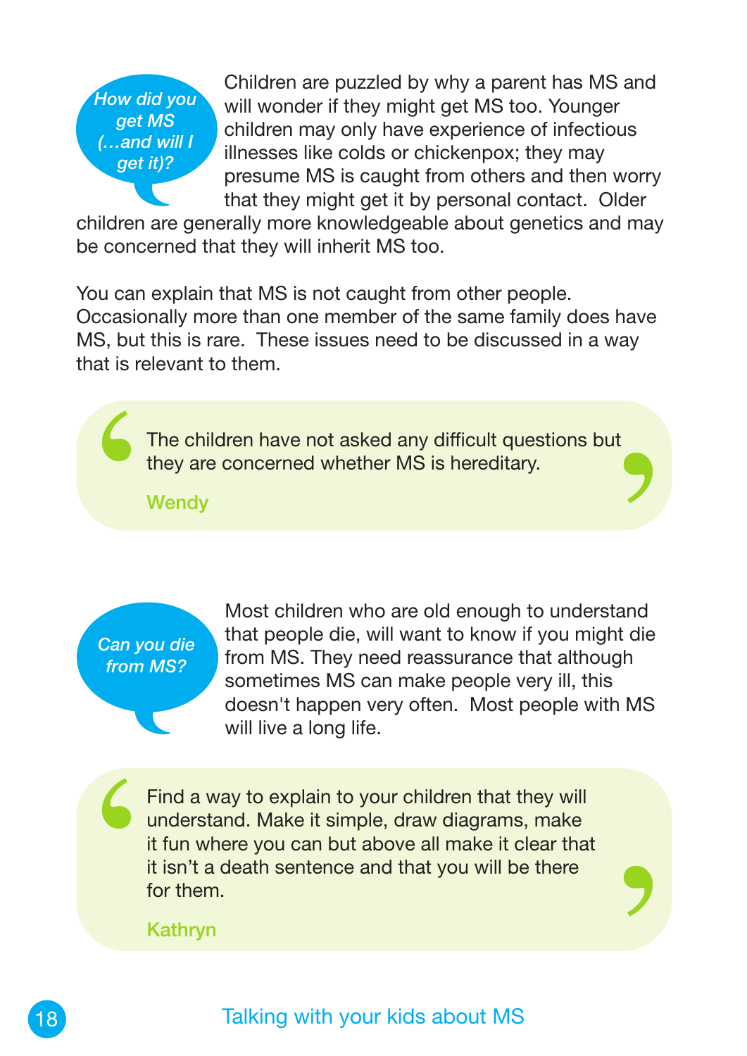***How did you get MS (…and will I get it)?***

Children are puzzled by why a parent has MS and will wonder if they might get MS too. Younger children may only have experience of infectious illnesses like colds or chickenpox; they may presume MS is caught from others and then worry that they might get it by personal contact. Older children are generally more knowledgeable about genetics and may be concerned that they will inherit MS too.

You can explain that MS is not caught from other people. Occasionally more than one member of the same family does have MS, but this is rare. These issues need to be discussed in a way that is relevant to them.

> The children have not asked any difficult questions but they are concerned whether MS is hereditary.
>
> **Wendy**

***Can you die from MS?***

Most children who are old enough to understand that people die, will want to know if you might die from MS. They need reassurance that although sometimes MS can make people very ill, this doesn't happen very often. Most people with MS will live a long life.

> Find a way to explain to your children that they will understand. Make it simple, draw diagrams, make it fun where you can but above all make it clear that it isn't a death sentence and that you will be there for them.
>
> **Kathryn**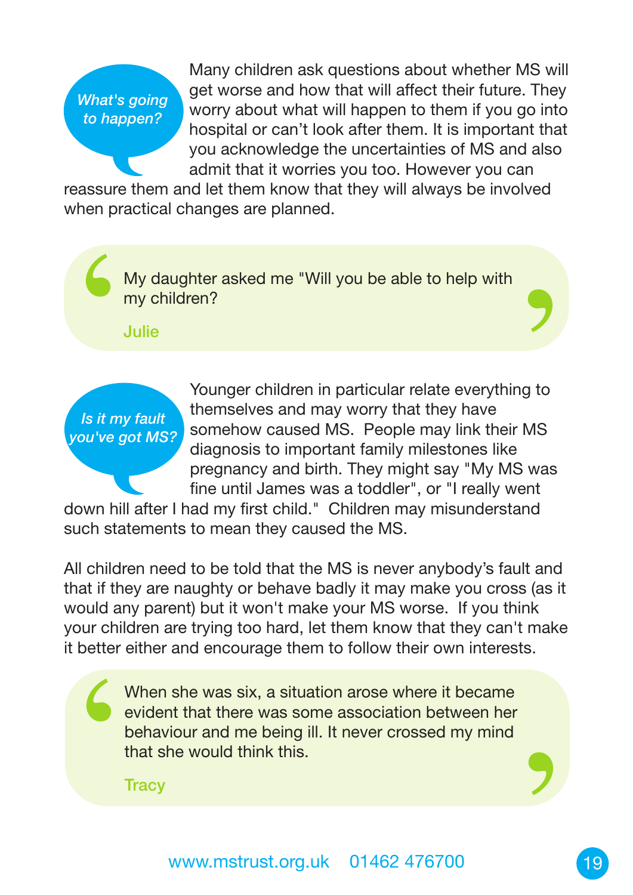*What's going to happen?*

Many children ask questions about whether MS will get worse and how that will affect their future. They worry about what will happen to them if you go into hospital or can't look after them. It is important that you acknowledge the uncertainties of MS and also admit that it worries you too. However you can reassure them and let them know that they will always be involved when practical changes are planned.

> My daughter asked me "Will you be able to help with my children?
>
> **Julie**

*Is it my fault you've got MS?*

Younger children in particular relate everything to themselves and may worry that they have somehow caused MS. People may link their MS diagnosis to important family milestones like pregnancy and birth. They might say "My MS was fine until James was a toddler", or "I really went down hill after I had my first child." Children may misunderstand such statements to mean they caused the MS.

All children need to be told that the MS is never anybody's fault and that if they are naughty or behave badly it may make you cross (as it would any parent) but it won't make your MS worse. If you think your children are trying too hard, let them know that they can't make it better either and encourage them to follow their own interests.

> When she was six, a situation arose where it became evident that there was some association between her behaviour and me being ill. It never crossed my mind that she would think this.
>
> **Tracy**

www.mstrust.org.uk 01462 476700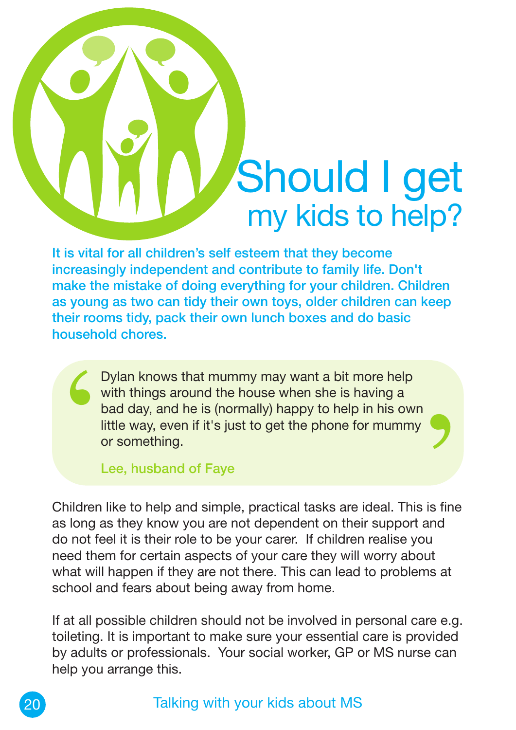# Should I get my kids to help?

**It is vital for all children's self esteem that they become increasingly independent and contribute to family life. Don't make the mistake of doing everything for your children. Children as young as two can tidy their own toys, older children can keep their rooms tidy, pack their own lunch boxes and do basic household chores.**

> Dylan knows that mummy may want a bit more help with things around the house when she is having a bad day, and he is (normally) happy to help in his own little way, even if it's just to get the phone for mummy or something.
>
> **Lee, husband of Faye**

Children like to help and simple, practical tasks are ideal. This is fine as long as they know you are not dependent on their support and do not feel it is their role to be your carer. If children realise you need them for certain aspects of your care they will worry about what will happen if they are not there. This can lead to problems at school and fears about being away from home.

If at all possible children should not be involved in personal care e.g. toileting. It is important to make sure your essential care is provided by adults or professionals. Your social worker, GP or MS nurse can help you arrange this.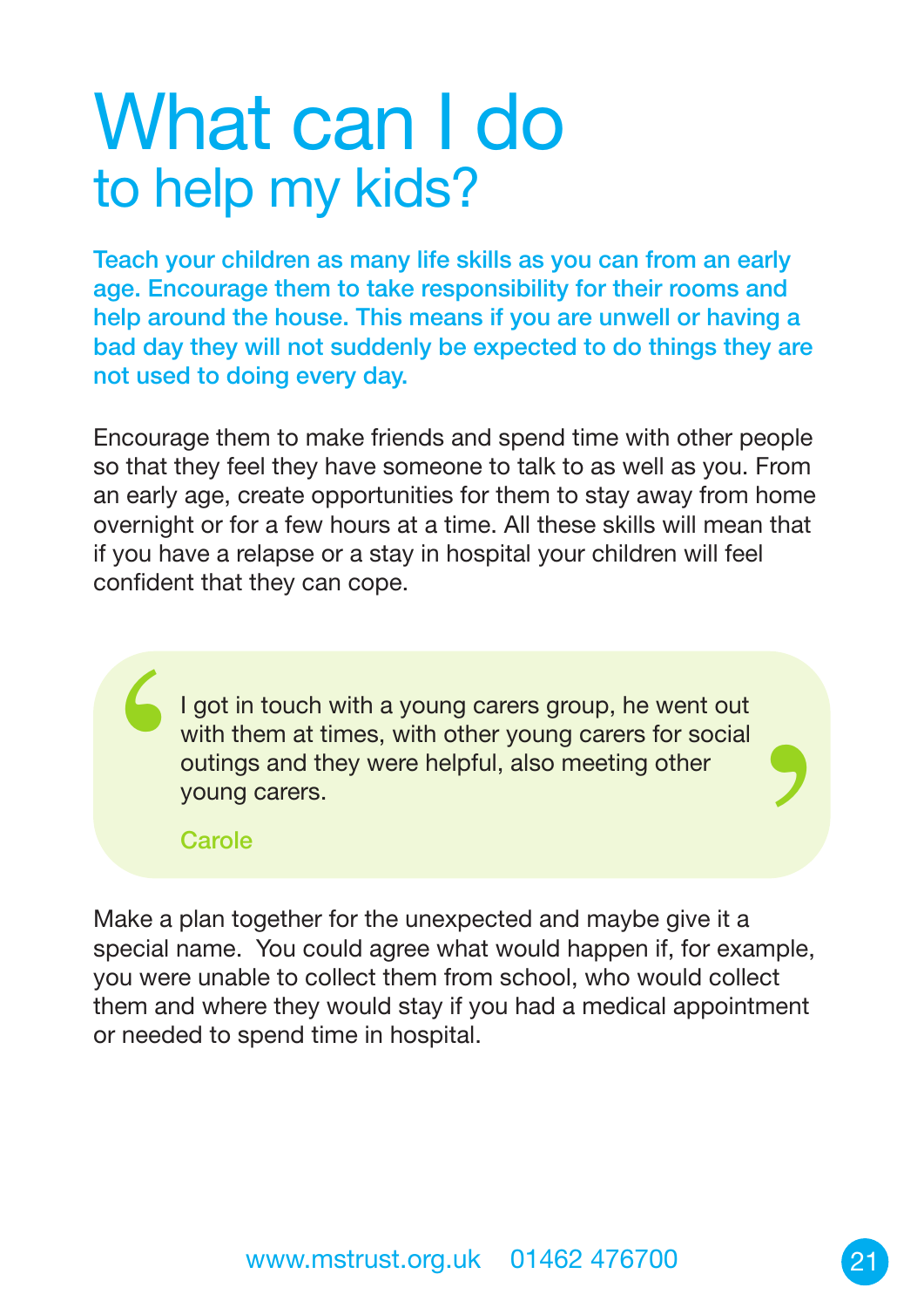# What can I do
## to help my kids?

**Teach your children as many life skills as you can from an early age. Encourage them to take responsibility for their rooms and help around the house. This means if you are unwell or having a bad day they will not suddenly be expected to do things they are not used to doing every day.**

Encourage them to make friends and spend time with other people so that they feel they have someone to talk to as well as you. From an early age, create opportunities for them to stay away from home overnight or for a few hours at a time. All these skills will mean that if you have a relapse or a stay in hospital your children will feel confident that they can cope.

> I got in touch with a young carers group, he went out with them at times, with other young carers for social outings and they were helpful, also meeting other young carers.
>
> Carole

Make a plan together for the unexpected and maybe give it a special name. You could agree what would happen if, for example, you were unable to collect them from school, who would collect them and where they would stay if you had a medical appointment or needed to spend time in hospital.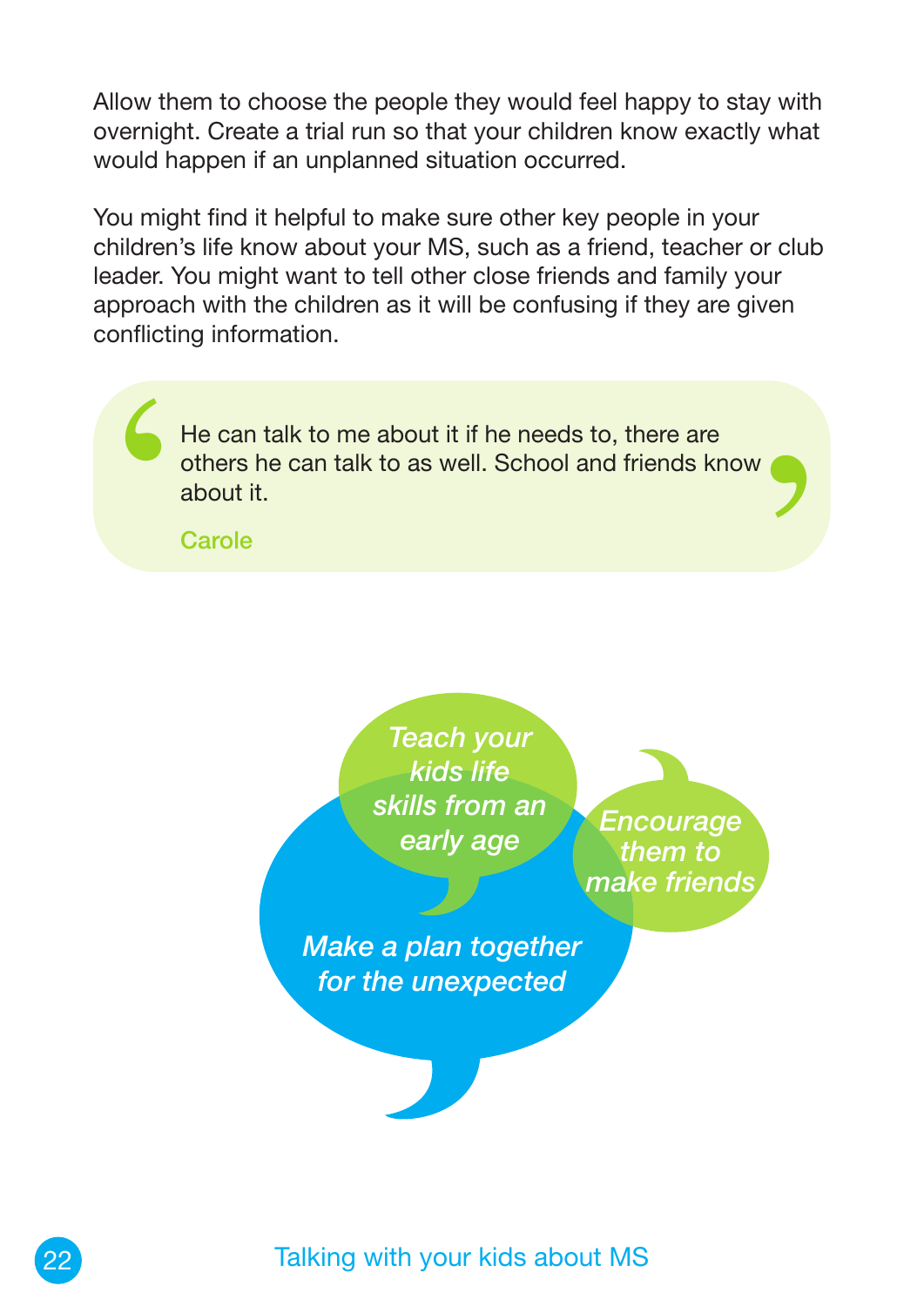Allow them to choose the people they would feel happy to stay with overnight. Create a trial run so that your children know exactly what would happen if an unplanned situation occurred.

You might find it helpful to make sure other key people in your children's life know about your MS, such as a friend, teacher or club leader. You might want to tell other close friends and family your approach with the children as it will be confusing if they are given conflicting information.

> He can talk to me about it if he needs to, there are others he can talk to as well. School and friends know about it.
>
> Carole

*Teach your kids life skills from an early age*

*Encourage them to make friends*

*Make a plan together for the unexpected*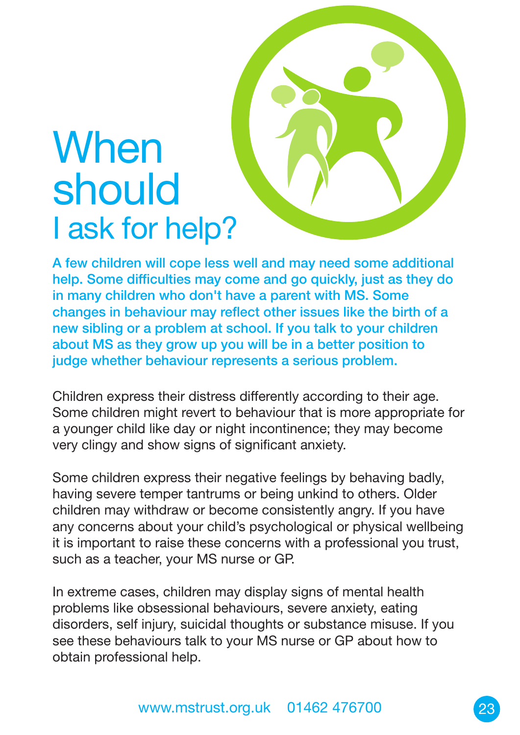# When should I ask for help?

**A few children will cope less well and may need some additional help. Some difficulties may come and go quickly, just as they do in many children who don't have a parent with MS. Some changes in behaviour may reflect other issues like the birth of a new sibling or a problem at school. If you talk to your children about MS as they grow up you will be in a better position to judge whether behaviour represents a serious problem.**

Children express their distress differently according to their age. Some children might revert to behaviour that is more appropriate for a younger child like day or night incontinence; they may become very clingy and show signs of significant anxiety.

Some children express their negative feelings by behaving badly, having severe temper tantrums or being unkind to others. Older children may withdraw or become consistently angry. If you have any concerns about your child's psychological or physical wellbeing it is important to raise these concerns with a professional you trust, such as a teacher, your MS nurse or GP.

In extreme cases, children may display signs of mental health problems like obsessional behaviours, severe anxiety, eating disorders, self injury, suicidal thoughts or substance misuse. If you see these behaviours talk to your MS nurse or GP about how to obtain professional help.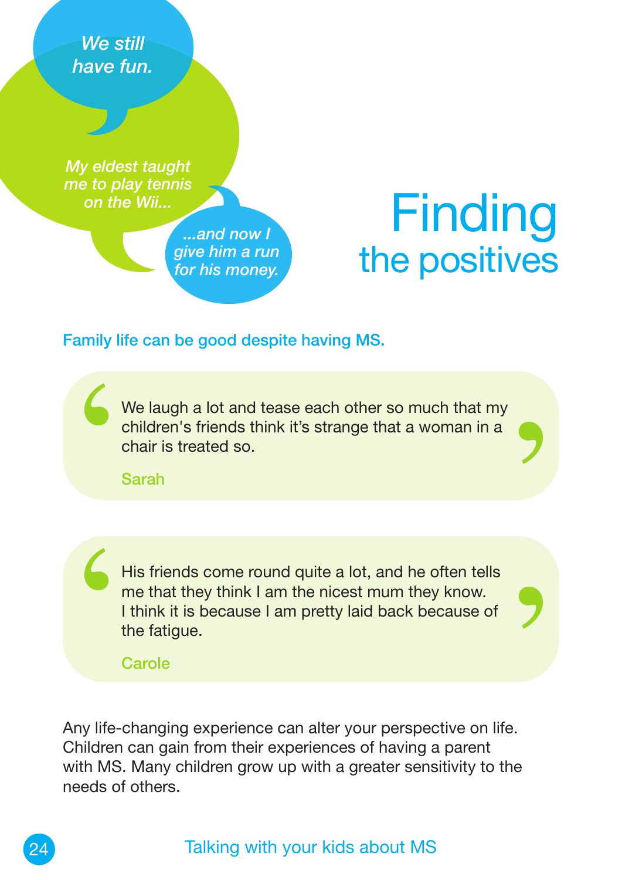*We still have fun.*

*My eldest taught me to play tennis on the Wii...*

*...and now I give him a run for his money.*

# Finding the positives

**Family life can be good despite having MS.**

> We laugh a lot and tease each other so much that my children's friends think it's strange that a woman in a chair is treated so.
>
> Sarah

> His friends come round quite a lot, and he often tells me that they think I am the nicest mum they know. I think it is because I am pretty laid back because of the fatigue.
>
> Carole

Any life-changing experience can alter your perspective on life. Children can gain from their experiences of having a parent with MS. Many children grow up with a greater sensitivity to the needs of others.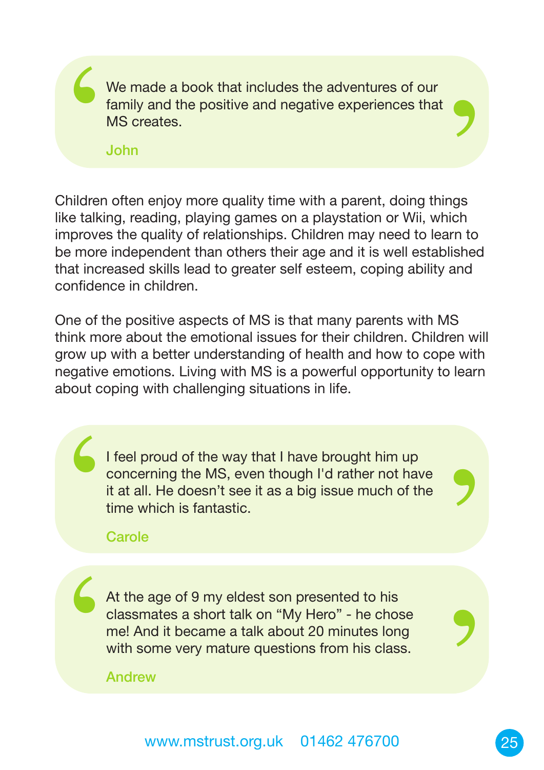> We made a book that includes the adventures of our family and the positive and negative experiences that MS creates.
>
> **John**

Children often enjoy more quality time with a parent, doing things like talking, reading, playing games on a playstation or Wii, which improves the quality of relationships. Children may need to learn to be more independent than others their age and it is well established that increased skills lead to greater self esteem, coping ability and confidence in children.

One of the positive aspects of MS is that many parents with MS think more about the emotional issues for their children. Children will grow up with a better understanding of health and how to cope with negative emotions. Living with MS is a powerful opportunity to learn about coping with challenging situations in life.

> I feel proud of the way that I have brought him up concerning the MS, even though I'd rather not have it at all. He doesn't see it as a big issue much of the time which is fantastic.
>
> **Carole**

> At the age of 9 my eldest son presented to his classmates a short talk on "My Hero" - he chose me! And it became a talk about 20 minutes long with some very mature questions from his class.
>
> **Andrew**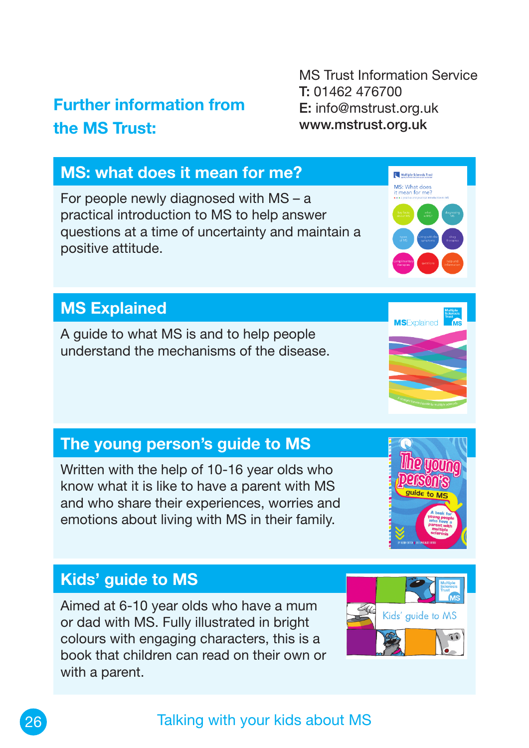## Further information from the MS Trust:

MS Trust Information Service
**T:** 01462 476700
**E:** info@mstrust.org.uk
**www.mstrust.org.uk**

### MS: what does it mean for me?

For people newly diagnosed with MS – a practical introduction to MS to help answer questions at a time of uncertainty and maintain a positive attitude.

### MS Explained

A guide to what MS is and to help people understand the mechanisms of the disease.

### The young person's guide to MS

Written with the help of 10-16 year olds who know what it is like to have a parent with MS and who share their experiences, worries and emotions about living with MS in their family.

### Kids' guide to MS

Aimed at 6-10 year olds who have a mum or dad with MS. Fully illustrated in bright colours with engaging characters, this is a book that children can read on their own or with a parent.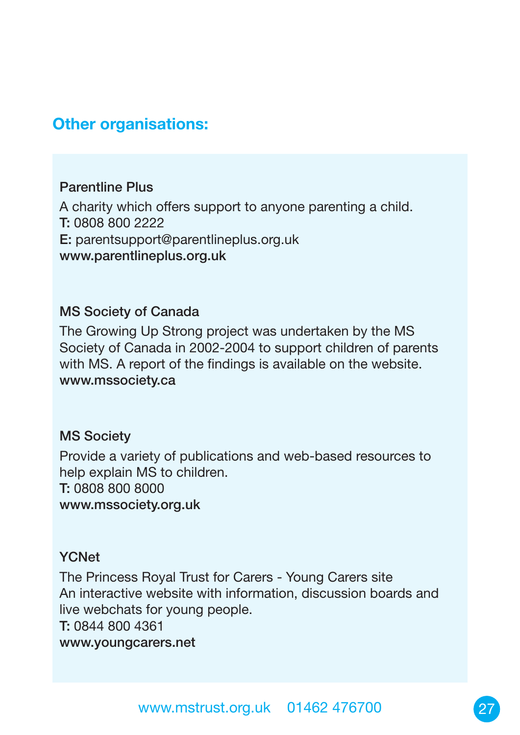## Other organisations:

**Parentline Plus**

A charity which offers support to anyone parenting a child.
**T:** 0808 800 2222
**E:** parentsupport@parentlineplus.org.uk
**www.parentlineplus.org.uk**

**MS Society of Canada**

The Growing Up Strong project was undertaken by the MS Society of Canada in 2002-2004 to support children of parents with MS. A report of the findings is available on the website.
**www.mssociety.ca**

**MS Society**

Provide a variety of publications and web-based resources to help explain MS to children.
**T:** 0808 800 8000
**www.mssociety.org.uk**

**YCNet**

The Princess Royal Trust for Carers - Young Carers site
An interactive website with information, discussion boards and live webchats for young people.
**T:** 0844 800 4361
**www.youngcarers.net**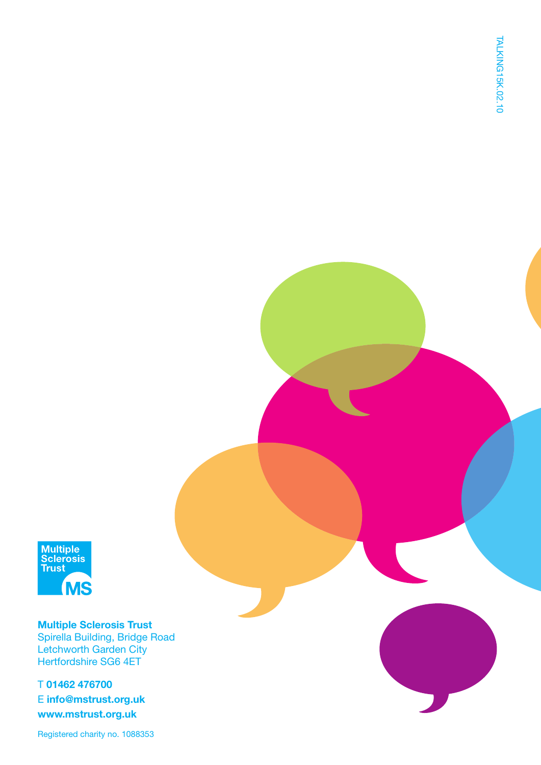TALKING15K.02.10

Multiple Sclerosis Trust MS

**Multiple Sclerosis Trust**
Spirella Building, Bridge Road
Letchworth Garden City
Hertfordshire SG6 4ET

T **01462 476700**
E **info@mstrust.org.uk**
**www.mstrust.org.uk**

Registered charity no. 1088353